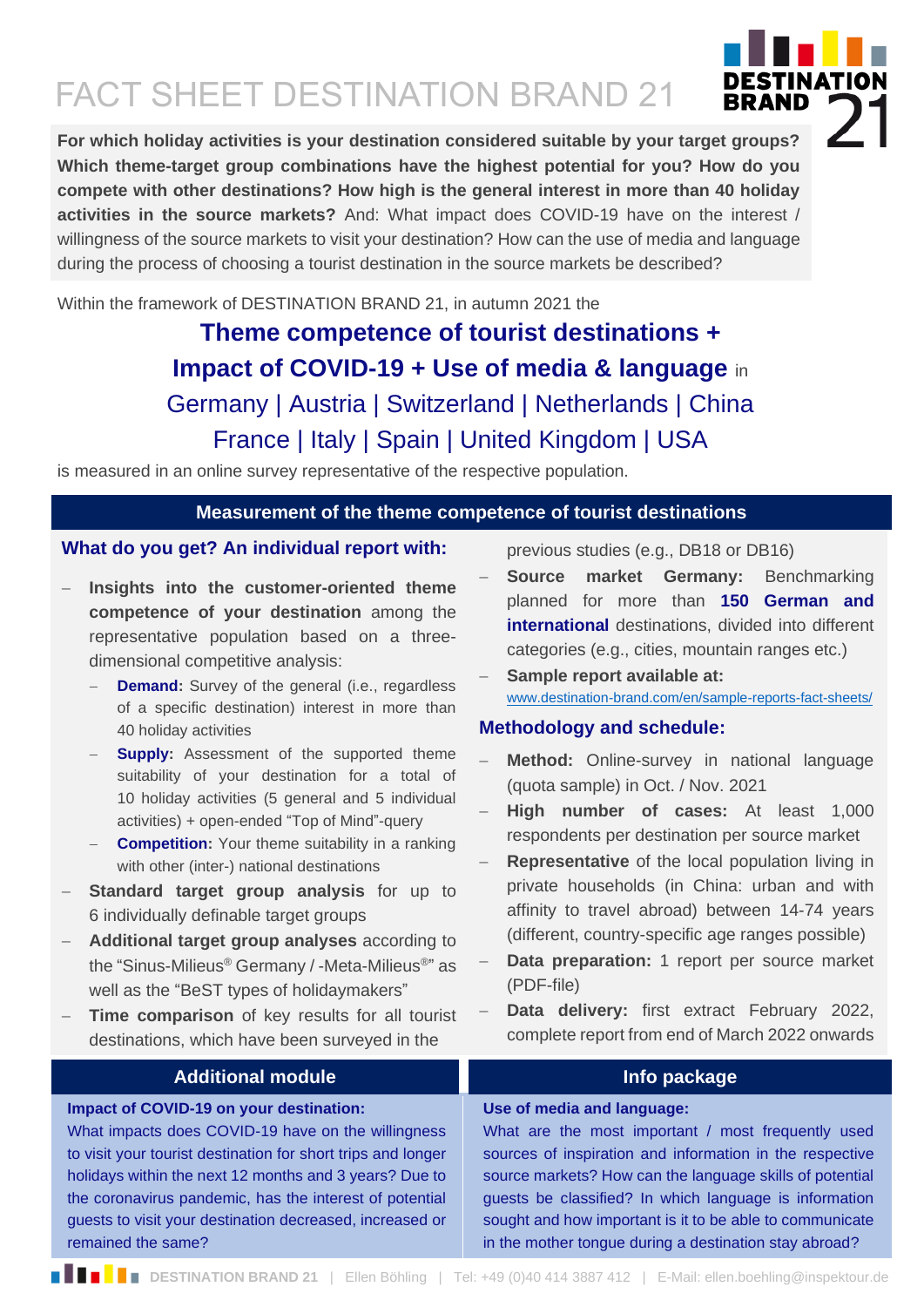# FACT SHEET DESTINATION BRAND 21

**For which holiday activities is your destination considered suitable by your target groups? Which theme-target group combinations have the highest potential for you? How do you compete with other destinations? How high is the general interest in more than 40 holiday activities in the source markets?** And: What impact does COVID-19 have on the interest / willingness of the source markets to visit your destination? How can the use of media and language during the process of choosing a tourist destination in the source markets be described?

Within the framework of DESTINATION BRAND 21, in autumn 2021 the

**Theme competence of tourist destinations +**
**Impact of COVID-19 + Use of media & language** in
Germany | Austria | Switzerland | Netherlands | China
France | Italy | Spain | United Kingdom | USA

is measured in an online survey representative of the respective population.

## Measurement of the theme competence of tourist destinations

### What do you get? An individual report with:

- **Insights into the customer-oriented theme competence of your destination** among the representative population based on a three-dimensional competitive analysis:
  - **Demand:** Survey of the general (i.e., regardless of a specific destination) interest in more than 40 holiday activities
  - **Supply:** Assessment of the supported theme suitability of your destination for a total of 10 holiday activities (5 general and 5 individual activities) + open-ended "Top of Mind"-query
  - **Competition:** Your theme suitability in a ranking with other (inter-) national destinations
- **Standard target group analysis** for up to 6 individually definable target groups
- **Additional target group analyses** according to the "Sinus-Milieus® Germany / -Meta-Milieus®" as well as the "BeST types of holidaymakers"
- **Time comparison** of key results for all tourist destinations, which have been surveyed in the previous studies (e.g., DB18 or DB16)
- **Source market Germany:** Benchmarking planned for more than **150 German and international** destinations, divided into different categories (e.g., cities, mountain ranges etc.)
- **Sample report available at:** www.destination-brand.com/en/sample-reports-fact-sheets/

### Methodology and schedule:

- **Method:** Online-survey in national language (quota sample) in Oct. / Nov. 2021
- **High number of cases:** At least 1,000 respondents per destination per source market
- **Representative** of the local population living in private households (in China: urban and with affinity to travel abroad) between 14-74 years (different, country-specific age ranges possible)
- **Data preparation:** 1 report per source market (PDF-file)
- **Data delivery:** first extract February 2022, complete report from end of March 2022 onwards

## Additional module

**Impact of COVID-19 on your destination:**
What impacts does COVID-19 have on the willingness to visit your tourist destination for short trips and longer holidays within the next 12 months and 3 years? Due to the coronavirus pandemic, has the interest of potential guests to visit your destination decreased, increased or remained the same?

## Info package

**Use of media and language:**
What are the most important / most frequently used sources of inspiration and information in the respective source markets? How can the language skills of potential guests be classified? In which language is information sought and how important is it to be able to communicate in the mother tongue during a destination stay abroad?

DESTINATION BRAND 21 | Ellen Böhling | Tel: +49 (0)40 414 3887 412 | E-Mail: ellen.boehling@inspektour.de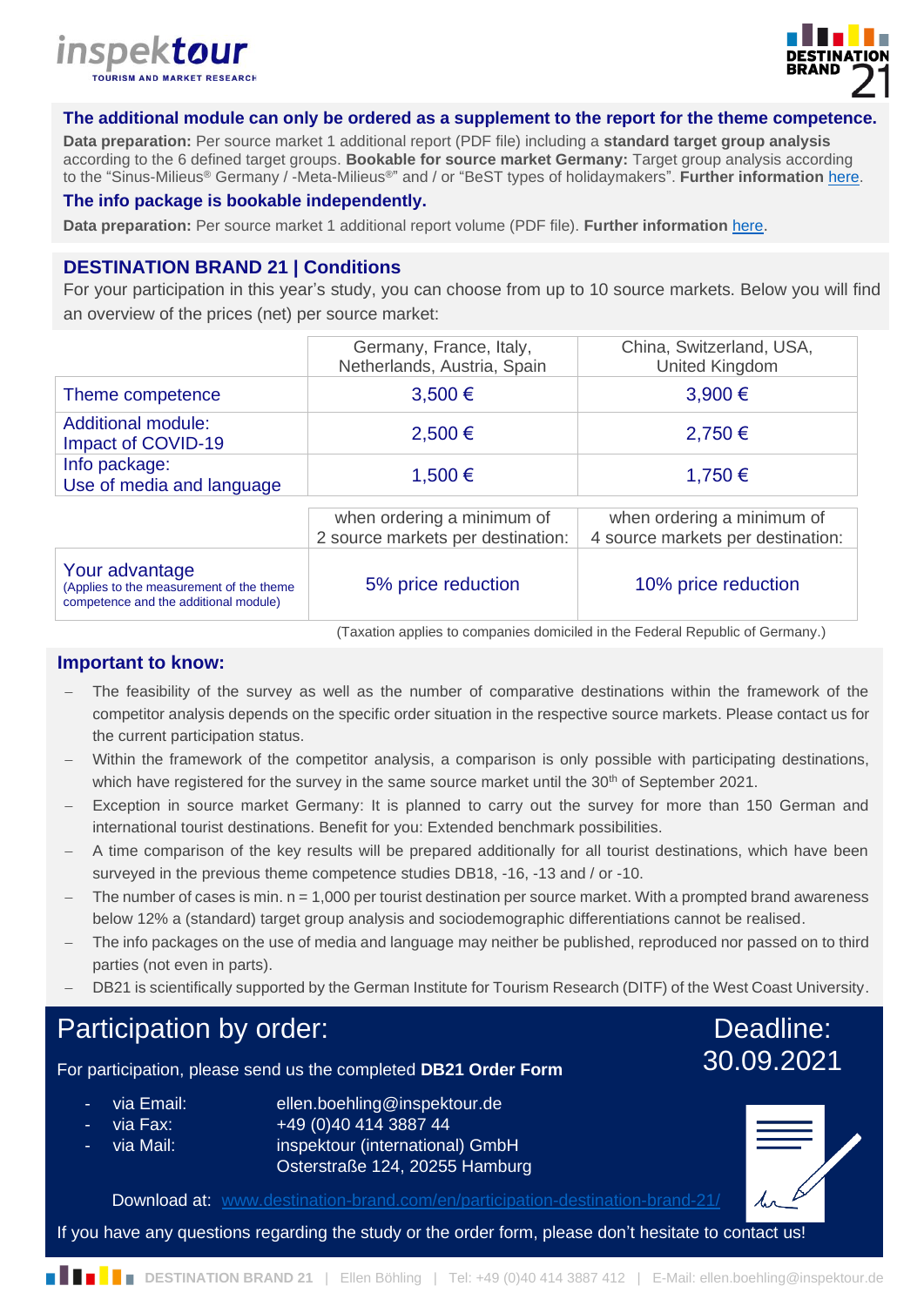**The additional module can only be ordered as a supplement to the report for the theme competence.**

**Data preparation:** Per source market 1 additional report (PDF file) including a **standard target group analysis** according to the 6 defined target groups. **Bookable for source market Germany:** Target group analysis according to the "Sinus-Milieus® Germany / -Meta-Milieus®" and / or "BeST types of holidaymakers". **Further information** here.

**The info package is bookable independently.**

**Data preparation:** Per source market 1 additional report volume (PDF file). **Further information** here.

## DESTINATION BRAND 21 | Conditions

For your participation in this year's study, you can choose from up to 10 source markets. Below you will find an overview of the prices (net) per source market:

| | Germany, France, Italy, Netherlands, Austria, Spain | China, Switzerland, USA, United Kingdom |
|---|---|---|
| Theme competence | 3,500 € | 3,900 € |
| Additional module: Impact of COVID-19 | 2,500 € | 2,750 € |
| Info package: Use of media and language | 1,500 € | 1,750 € |

| | when ordering a minimum of 2 source markets per destination: | when ordering a minimum of 4 source markets per destination: |
|---|---|---|
| Your advantage (Applies to the measurement of the theme competence and the additional module) | 5% price reduction | 10% price reduction |

(Taxation applies to companies domiciled in the Federal Republic of Germany.)

### Important to know:

- The feasibility of the survey as well as the number of comparative destinations within the framework of the competitor analysis depends on the specific order situation in the respective source markets. Please contact us for the current participation status.
- Within the framework of the competitor analysis, a comparison is only possible with participating destinations, which have registered for the survey in the same source market until the 30th of September 2021.
- Exception in source market Germany: It is planned to carry out the survey for more than 150 German and international tourist destinations. Benefit for you: Extended benchmark possibilities.
- A time comparison of the key results will be prepared additionally for all tourist destinations, which have been surveyed in the previous theme competence studies DB18, -16, -13 and / or -10.
- The number of cases is min. n = 1,000 per tourist destination per source market. With a prompted brand awareness below 12% a (standard) target group analysis and sociodemographic differentiations cannot be realised.
- The info packages on the use of media and language may neither be published, reproduced nor passed on to third parties (not even in parts).
- DB21 is scientifically supported by the German Institute for Tourism Research (DITF) of the West Coast University.

## Participation by order:

**Deadline: 30.09.2021**

For participation, please send us the completed **DB21 Order Form**

- via Email: ellen.boehling@inspektour.de
- via Fax: +49 (0)40 414 3887 44
- via Mail: inspektour (international) GmbH, Osterstraße 124, 20255 Hamburg

Download at: www.destination-brand.com/en/participation-destination-brand-21/

If you have any questions regarding the study or the order form, please don't hesitate to contact us!